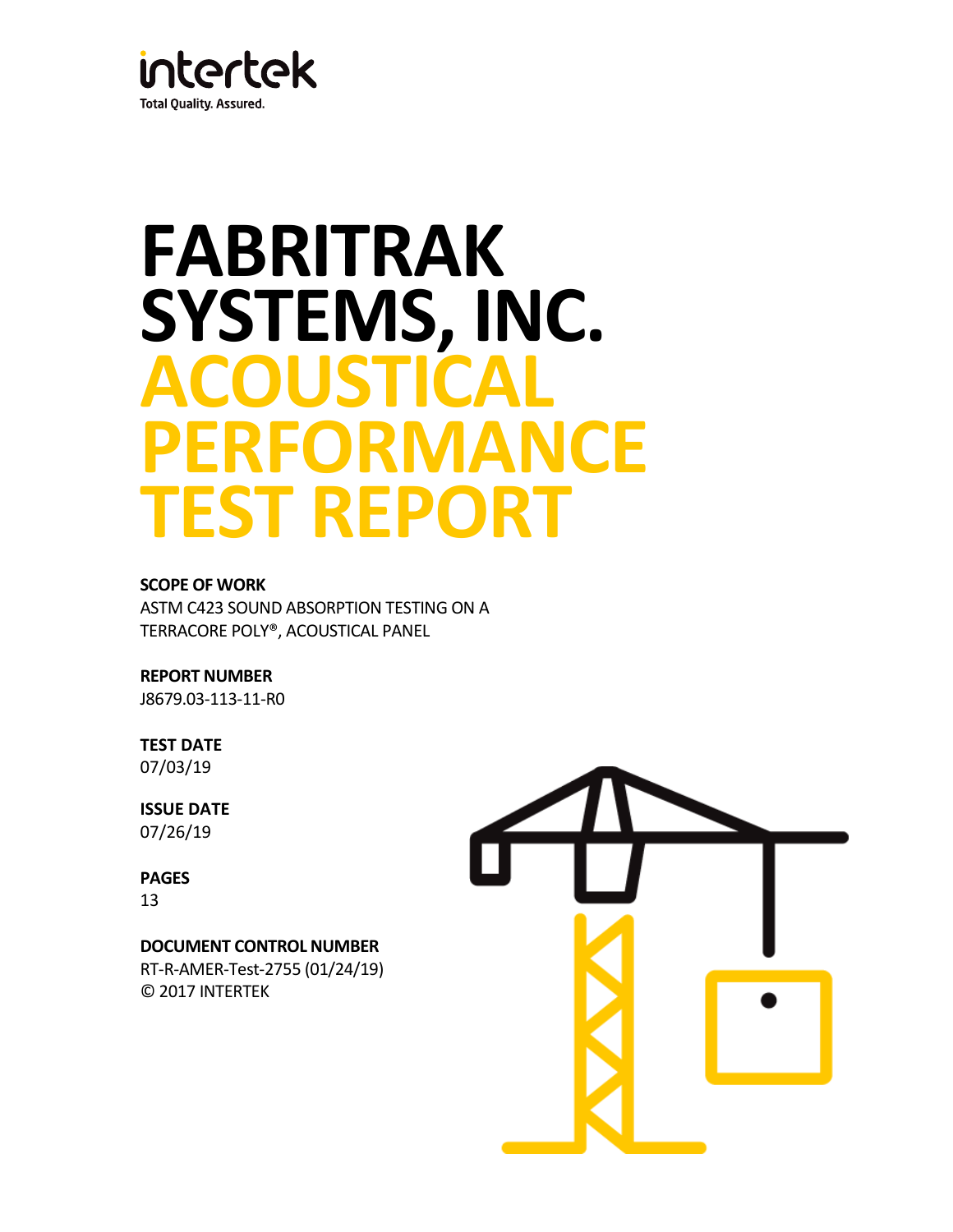intertek

Total Quality. Assured.

# FABRITRAK SYSTEMS, INC. ACOUSTICAL PERFORMANCE TEST REPORT

**SCOPE OF WORK**

ASTM C423 SOUND ABSORPTION TESTING ON A TERRACORE POLY®, ACOUSTICAL PANEL

**REPORT NUMBER**

J8679.03-113-11-R0

**TEST DATE**

07/03/19

**ISSUE DATE**

07/26/19

**PAGES**

13

**DOCUMENT CONTROL NUMBER**

RT-R-AMER-Test-2755 (01/24/19)

© 2017 INTERTEK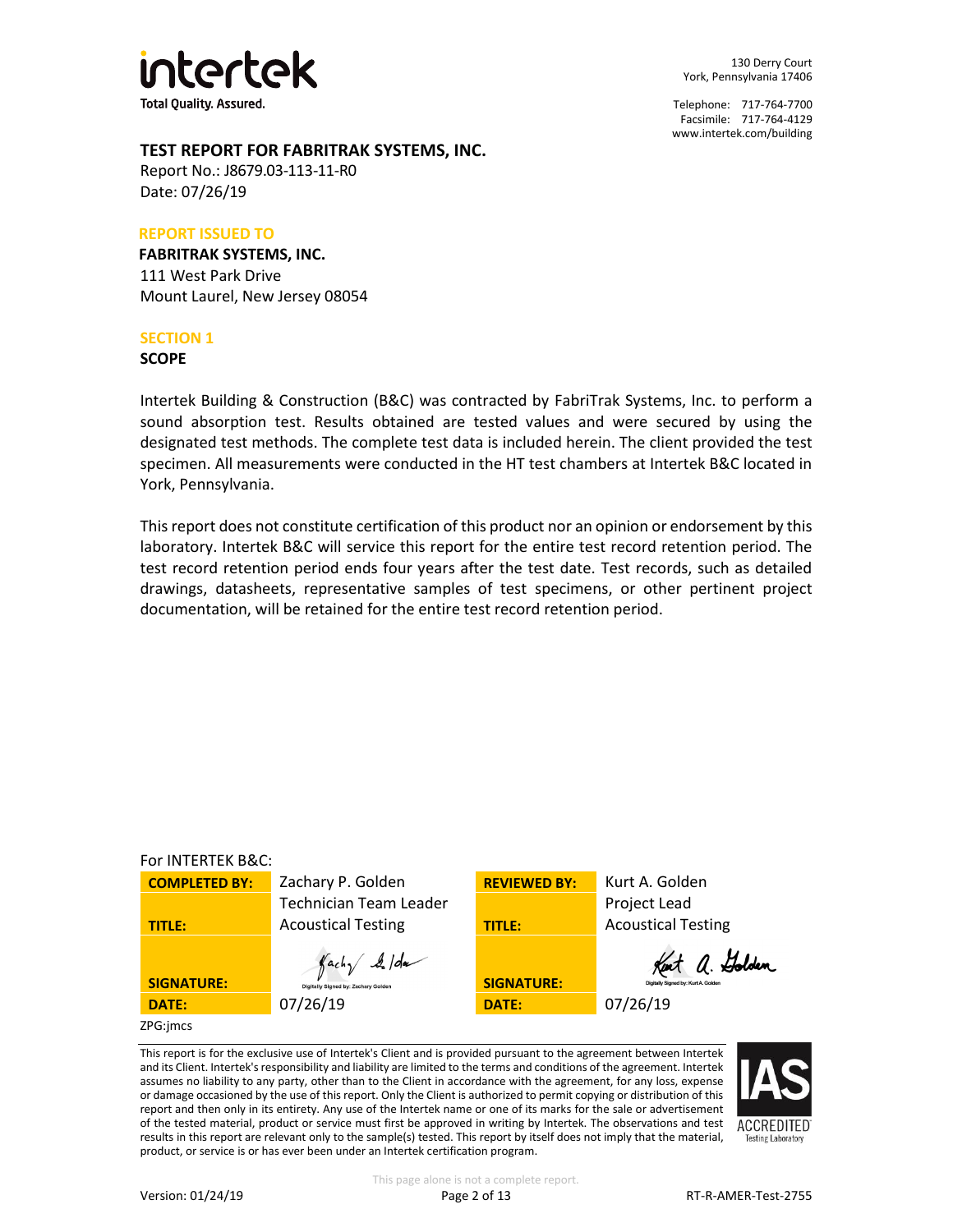130 Derry Court
York, Pennsylvania 17406

Telephone: 717-764-7700
Facsimile: 717-764-4129
www.intertek.com/building

# TEST REPORT FOR FABRITRAK SYSTEMS, INC.

Report No.: J8679.03-113-11-R0
Date: 07/26/19

**REPORT ISSUED TO**

**FABRITRAK SYSTEMS, INC.**
111 West Park Drive
Mount Laurel, New Jersey 08054

## SECTION 1

### SCOPE

Intertek Building & Construction (B&C) was contracted by FabriTrak Systems, Inc. to perform a sound absorption test. Results obtained are tested values and were secured by using the designated test methods. The complete test data is included herein. The client provided the test specimen. All measurements were conducted in the HT test chambers at Intertek B&C located in York, Pennsylvania.

This report does not constitute certification of this product nor an opinion or endorsement by this laboratory. Intertek B&C will service this report for the entire test record retention period. The test record retention period ends four years after the test date. Test records, such as detailed drawings, datasheets, representative samples of test specimens, or other pertinent project documentation, will be retained for the entire test record retention period.

For INTERTEK B&C:

| | | | |
|---|---|---|---|
| **COMPLETED BY:** | Zachary P. Golden | **REVIEWED BY:** | Kurt A. Golden |
| **TITLE:** | Technician Team Leader Acoustical Testing | **TITLE:** | Project Lead Acoustical Testing |
| **SIGNATURE:** | Digitally Signed by: Zachary Golden | **SIGNATURE:** | Digitally Signed by: Kurt A. Golden |
| **DATE:** | 07/26/19 | **DATE:** | 07/26/19 |

ZPG:jmcs

This report is for the exclusive use of Intertek's Client and is provided pursuant to the agreement between Intertek and its Client. Intertek's responsibility and liability are limited to the terms and conditions of the agreement. Intertek assumes no liability to any party, other than to the Client in accordance with the agreement, for any loss, expense or damage occasioned by the use of this report. Only the Client is authorized to permit copying or distribution of this report and then only in its entirety. Any use of the Intertek name or one of its marks for the sale or advertisement of the tested material, product or service must first be approved in writing by Intertek. The observations and test results in this report are relevant only to the sample(s) tested. This report by itself does not imply that the material, product, or service is or has ever been under an Intertek certification program.

IAS ACCREDITED Testing Laboratory

This page alone is not a complete report.

Version: 01/24/19 RT-R-AMER-Test-2755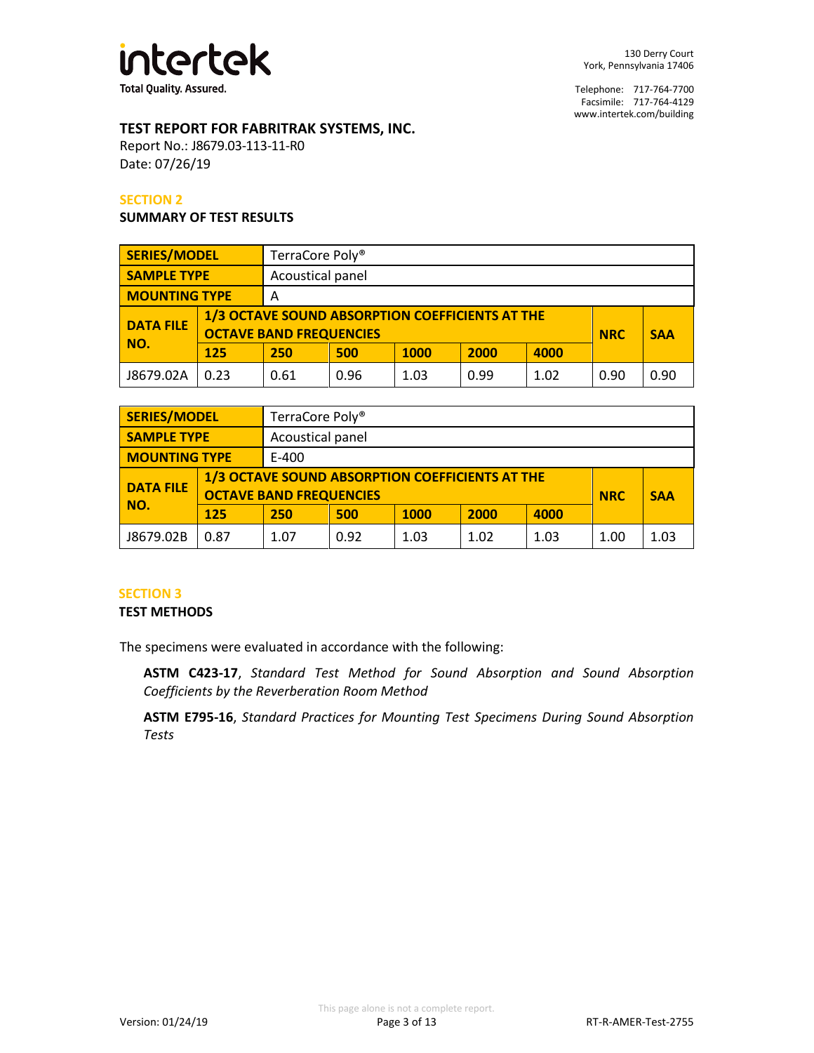**TEST REPORT FOR FABRITRAK SYSTEMS, INC.**

Report No.: J8679.03-113-11-R0

Date: 07/26/19

## SECTION 2

### SUMMARY OF TEST RESULTS

| SERIES/MODEL | TerraCore Poly® | | | | | | | |
|---|---|---|---|---|---|---|---|---|
| SAMPLE TYPE | Acoustical panel | | | | | | | |
| MOUNTING TYPE | A | | | | | | | |
| DATA FILE NO. | 1/3 OCTAVE SOUND ABSORPTION COEFFICIENTS AT THE OCTAVE BAND FREQUENCIES | | | | | | NRC | SAA |
| | 125 | 250 | 500 | 1000 | 2000 | 4000 | | |
| J8679.02A | 0.23 | 0.61 | 0.96 | 1.03 | 0.99 | 1.02 | 0.90 | 0.90 |

| SERIES/MODEL | TerraCore Poly® | | | | | | | |
|---|---|---|---|---|---|---|---|---|
| SAMPLE TYPE | Acoustical panel | | | | | | | |
| MOUNTING TYPE | E-400 | | | | | | | |
| DATA FILE NO. | 1/3 OCTAVE SOUND ABSORPTION COEFFICIENTS AT THE OCTAVE BAND FREQUENCIES | | | | | | NRC | SAA |
| | 125 | 250 | 500 | 1000 | 2000 | 4000 | | |
| J8679.02B | 0.87 | 1.07 | 0.92 | 1.03 | 1.02 | 1.03 | 1.00 | 1.03 |

## SECTION 3

### TEST METHODS

The specimens were evaluated in accordance with the following:

**ASTM C423-17**, *Standard Test Method for Sound Absorption and Sound Absorption Coefficients by the Reverberation Room Method*

**ASTM E795-16**, *Standard Practices for Mounting Test Specimens During Sound Absorption Tests*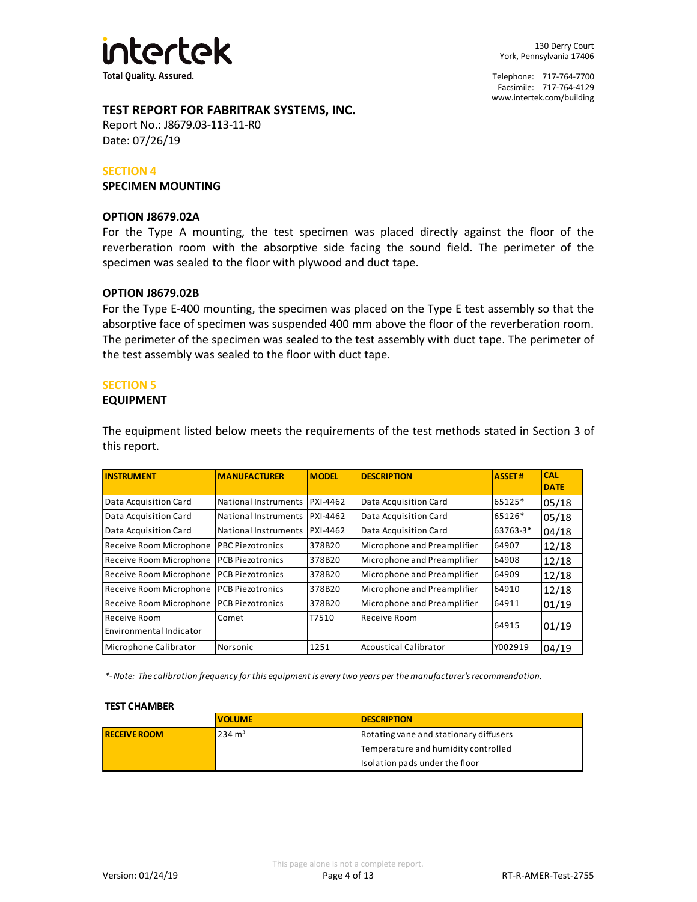**TEST REPORT FOR FABRITRAK SYSTEMS, INC.**
Report No.: J8679.03-113-11-R0
Date: 07/26/19

## SECTION 4

### SPECIMEN MOUNTING

#### OPTION J8679.02A

For the Type A mounting, the test specimen was placed directly against the floor of the reverberation room with the absorptive side facing the sound field. The perimeter of the specimen was sealed to the floor with plywood and duct tape.

#### OPTION J8679.02B

For the Type E-400 mounting, the specimen was placed on the Type E test assembly so that the absorptive face of specimen was suspended 400 mm above the floor of the reverberation room. The perimeter of the specimen was sealed to the test assembly with duct tape. The perimeter of the test assembly was sealed to the floor with duct tape.

## SECTION 5

### EQUIPMENT

The equipment listed below meets the requirements of the test methods stated in Section 3 of this report.

| INSTRUMENT | MANUFACTURER | MODEL | DESCRIPTION | ASSET # | CAL DATE |
|---|---|---|---|---|---|
| Data Acquisition Card | National Instruments | PXI-4462 | Data Acquisition Card | 65125* | 05/18 |
| Data Acquisition Card | National Instruments | PXI-4462 | Data Acquisition Card | 65126* | 05/18 |
| Data Acquisition Card | National Instruments | PXI-4462 | Data Acquisition Card | 63763-3* | 04/18 |
| Receive Room Microphone | PBC Piezotronics | 378B20 | Microphone and Preamplifier | 64907 | 12/18 |
| Receive Room Microphone | PCB Piezotronics | 378B20 | Microphone and Preamplifier | 64908 | 12/18 |
| Receive Room Microphone | PCB Piezotronics | 378B20 | Microphone and Preamplifier | 64909 | 12/18 |
| Receive Room Microphone | PCB Piezotronics | 378B20 | Microphone and Preamplifier | 64910 | 12/18 |
| Receive Room Microphone | PCB Piezotronics | 378B20 | Microphone and Preamplifier | 64911 | 01/19 |
| Receive Room Environmental Indicator | Comet | T7510 | Receive Room | 64915 | 01/19 |
| Microphone Calibrator | Norsonic | 1251 | Acoustical Calibrator | Y002919 | 04/19 |

*\*- Note: The calibration frequency for this equipment is every two years per the manufacturer's recommendation.*

**TEST CHAMBER**

| | VOLUME | DESCRIPTION |
|---|---|---|
| **RECEIVE ROOM** | 234 m³ | Rotating vane and stationary diffusers |
| | | Temperature and humidity controlled |
| | | Isolation pads under the floor |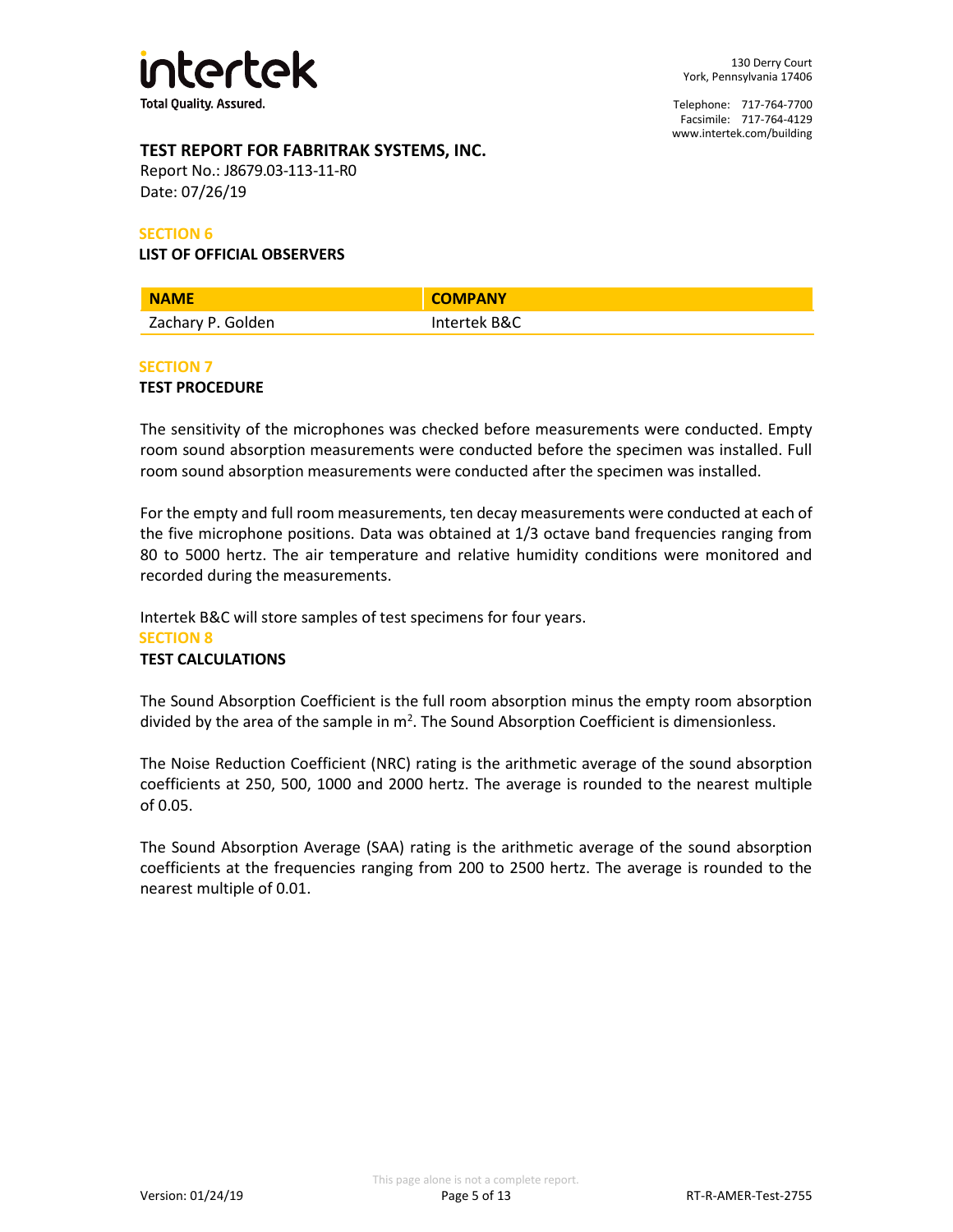## TEST REPORT FOR FABRITRAK SYSTEMS, INC.

Report No.: J8679.03-113-11-R0
Date: 07/26/19

### SECTION 6

**LIST OF OFFICIAL OBSERVERS**

| NAME | COMPANY |
|---|---|
| Zachary P. Golden | Intertek B&C |

### SECTION 7

**TEST PROCEDURE**

The sensitivity of the microphones was checked before measurements were conducted. Empty room sound absorption measurements were conducted before the specimen was installed. Full room sound absorption measurements were conducted after the specimen was installed.

For the empty and full room measurements, ten decay measurements were conducted at each of the five microphone positions. Data was obtained at 1/3 octave band frequencies ranging from 80 to 5000 hertz. The air temperature and relative humidity conditions were monitored and recorded during the measurements.

Intertek B&C will store samples of test specimens for four years.

### SECTION 8

**TEST CALCULATIONS**

The Sound Absorption Coefficient is the full room absorption minus the empty room absorption divided by the area of the sample in $m^2$. The Sound Absorption Coefficient is dimensionless.

The Noise Reduction Coefficient (NRC) rating is the arithmetic average of the sound absorption coefficients at 250, 500, 1000 and 2000 hertz. The average is rounded to the nearest multiple of 0.05.

The Sound Absorption Average (SAA) rating is the arithmetic average of the sound absorption coefficients at the frequencies ranging from 200 to 2500 hertz. The average is rounded to the nearest multiple of 0.01.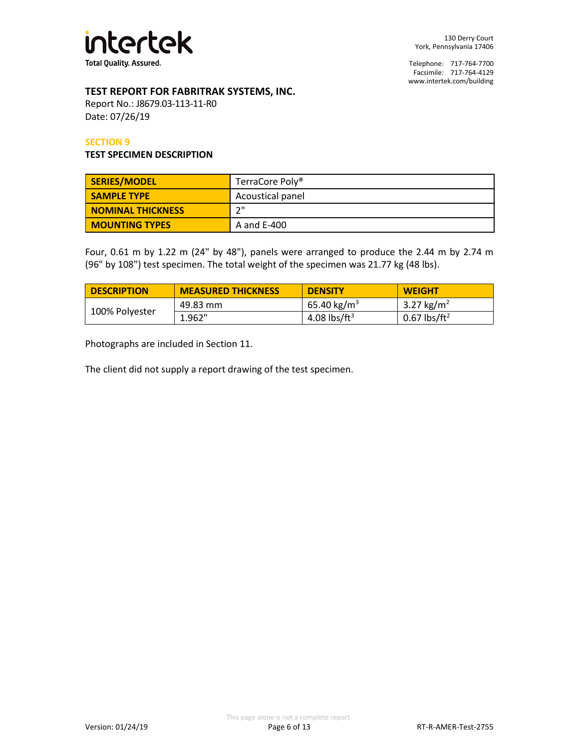intertek
Total Quality. Assured.

130 Derry Court
York, Pennsylvania 17406

Telephone: 717-764-7700
Facsimile: 717-764-4129
www.intertek.com/building

## TEST REPORT FOR FABRITRAK SYSTEMS, INC.

Report No.: J8679.03-113-11-R0
Date: 07/26/19

### SECTION 9

### TEST SPECIMEN DESCRIPTION

| SERIES/MODEL | TerraCore Poly® |
|---|---|
| SAMPLE TYPE | Acoustical panel |
| NOMINAL THICKNESS | 2" |
| MOUNTING TYPES | A and E-400 |

Four, 0.61 m by 1.22 m (24" by 48"), panels were arranged to produce the 2.44 m by 2.74 m (96" by 108") test specimen. The total weight of the specimen was 21.77 kg (48 lbs).

| DESCRIPTION | MEASURED THICKNESS | DENSITY | WEIGHT |
|---|---|---|---|
| 100% Polyester | 49.83 mm | 65.40 $kg/m^3$ | 3.27 $kg/m^2$ |
| | 1.962" | 4.08 $lbs/ft^3$ | 0.67 $lbs/ft^2$ |

Photographs are included in Section 11.

The client did not supply a report drawing of the test specimen.

This page alone is not a complete report.

Version: 01/24/19 RT-R-AMER-Test-2755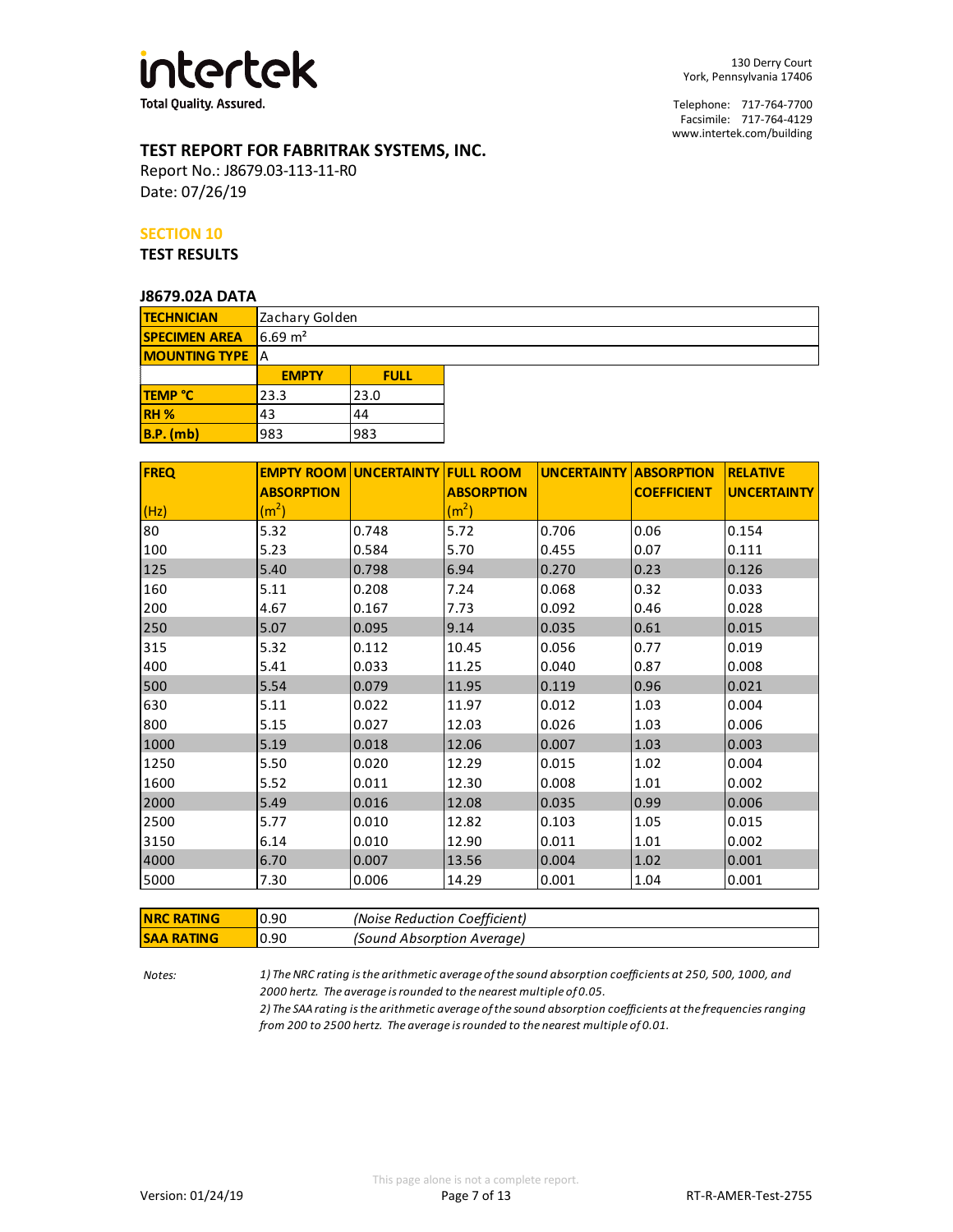# TEST REPORT FOR FABRITRAK SYSTEMS, INC.

Report No.: J8679.03-113-11-R0
Date: 07/26/19

## SECTION 10

## TEST RESULTS

### J8679.02A DATA

| TECHNICIAN | Zachary Golden | |
|---|---|---|
| SPECIMEN AREA | 6.69 $m^2$ | |
| MOUNTING TYPE | A | |
| | **EMPTY** | **FULL** |
| TEMP °C | 23.3 | 23.0 |
| RH % | 43 | 44 |
| B.P. (mb) | 983 | 983 |

| FREQ (Hz) | EMPTY ROOM ABSORPTION ($m^2$) | UNCERTAINTY | FULL ROOM ABSORPTION ($m^2$) | UNCERTAINTY | ABSORPTION COEFFICIENT | RELATIVE UNCERTAINTY |
|---|---|---|---|---|---|---|
| 80 | 5.32 | 0.748 | 5.72 | 0.706 | 0.06 | 0.154 |
| 100 | 5.23 | 0.584 | 5.70 | 0.455 | 0.07 | 0.111 |
| 125 | 5.40 | 0.798 | 6.94 | 0.270 | 0.23 | 0.126 |
| 160 | 5.11 | 0.208 | 7.24 | 0.068 | 0.32 | 0.033 |
| 200 | 4.67 | 0.167 | 7.73 | 0.092 | 0.46 | 0.028 |
| 250 | 5.07 | 0.095 | 9.14 | 0.035 | 0.61 | 0.015 |
| 315 | 5.32 | 0.112 | 10.45 | 0.056 | 0.77 | 0.019 |
| 400 | 5.41 | 0.033 | 11.25 | 0.040 | 0.87 | 0.008 |
| 500 | 5.54 | 0.079 | 11.95 | 0.119 | 0.96 | 0.021 |
| 630 | 5.11 | 0.022 | 11.97 | 0.012 | 1.03 | 0.004 |
| 800 | 5.15 | 0.027 | 12.03 | 0.026 | 1.03 | 0.006 |
| 1000 | 5.19 | 0.018 | 12.06 | 0.007 | 1.03 | 0.003 |
| 1250 | 5.50 | 0.020 | 12.29 | 0.015 | 1.02 | 0.004 |
| 1600 | 5.52 | 0.011 | 12.30 | 0.008 | 1.01 | 0.002 |
| 2000 | 5.49 | 0.016 | 12.08 | 0.035 | 0.99 | 0.006 |
| 2500 | 5.77 | 0.010 | 12.82 | 0.103 | 1.05 | 0.015 |
| 3150 | 6.14 | 0.010 | 12.90 | 0.011 | 1.01 | 0.002 |
| 4000 | 6.70 | 0.007 | 13.56 | 0.004 | 1.02 | 0.001 |
| 5000 | 7.30 | 0.006 | 14.29 | 0.001 | 1.04 | 0.001 |

| NRC RATING | 0.90 | *(Noise Reduction Coefficient)* |
|---|---|---|
| SAA RATING | 0.90 | *(Sound Absorption Average)* |

*Notes:*

*1) The NRC rating is the arithmetic average of the sound absorption coefficients at 250, 500, 1000, and 2000 hertz. The average is rounded to the nearest multiple of 0.05.*

*2) The SAA rating is the arithmetic average of the sound absorption coefficients at the frequencies ranging from 200 to 2500 hertz. The average is rounded to the nearest multiple of 0.01.*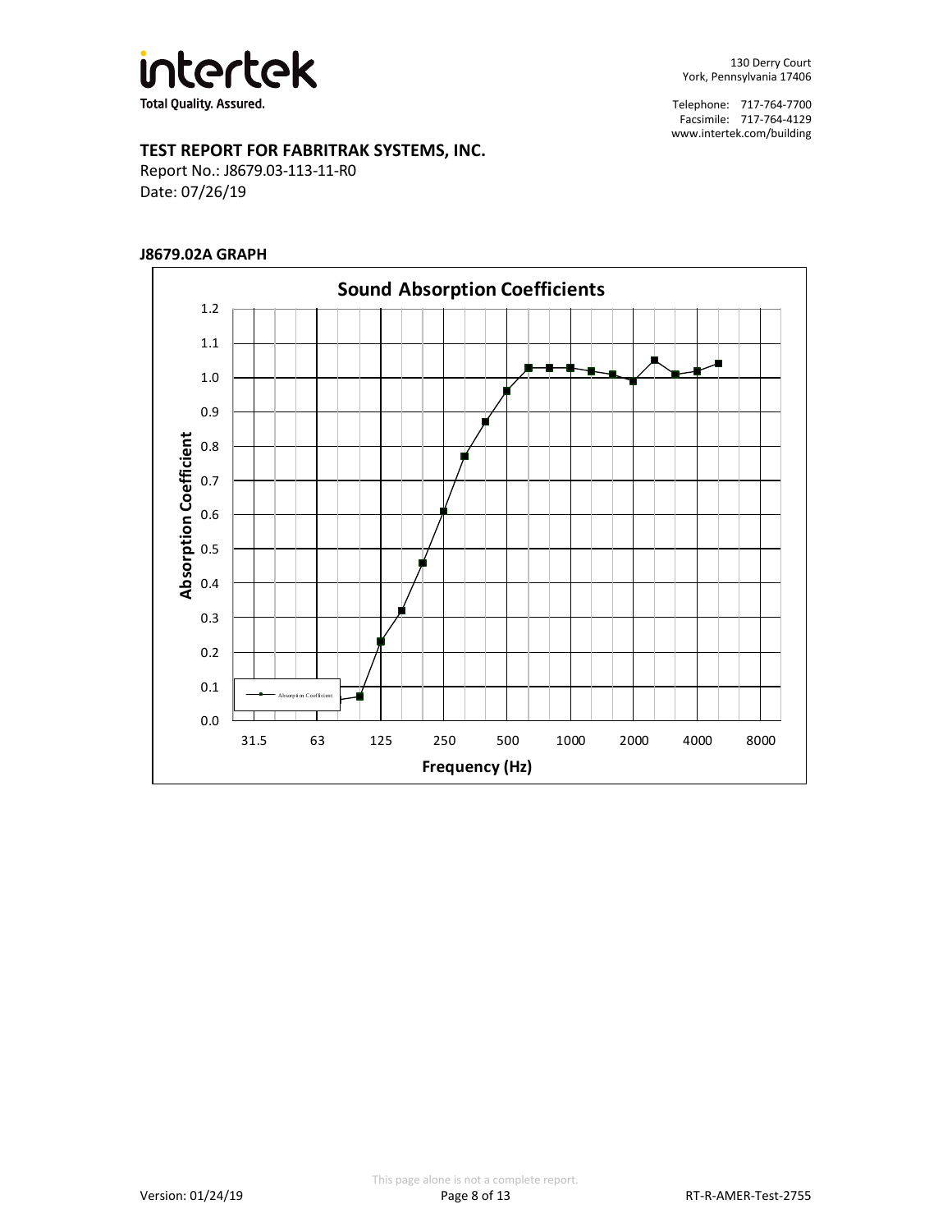**TEST REPORT FOR FABRITRAK SYSTEMS, INC.**

Report No.: J8679.03-113-11-R0

Date: 07/26/19

**J8679.02A GRAPH**

**Sound Absorption Coefficients**

Absorption Coefficient

Frequency (Hz)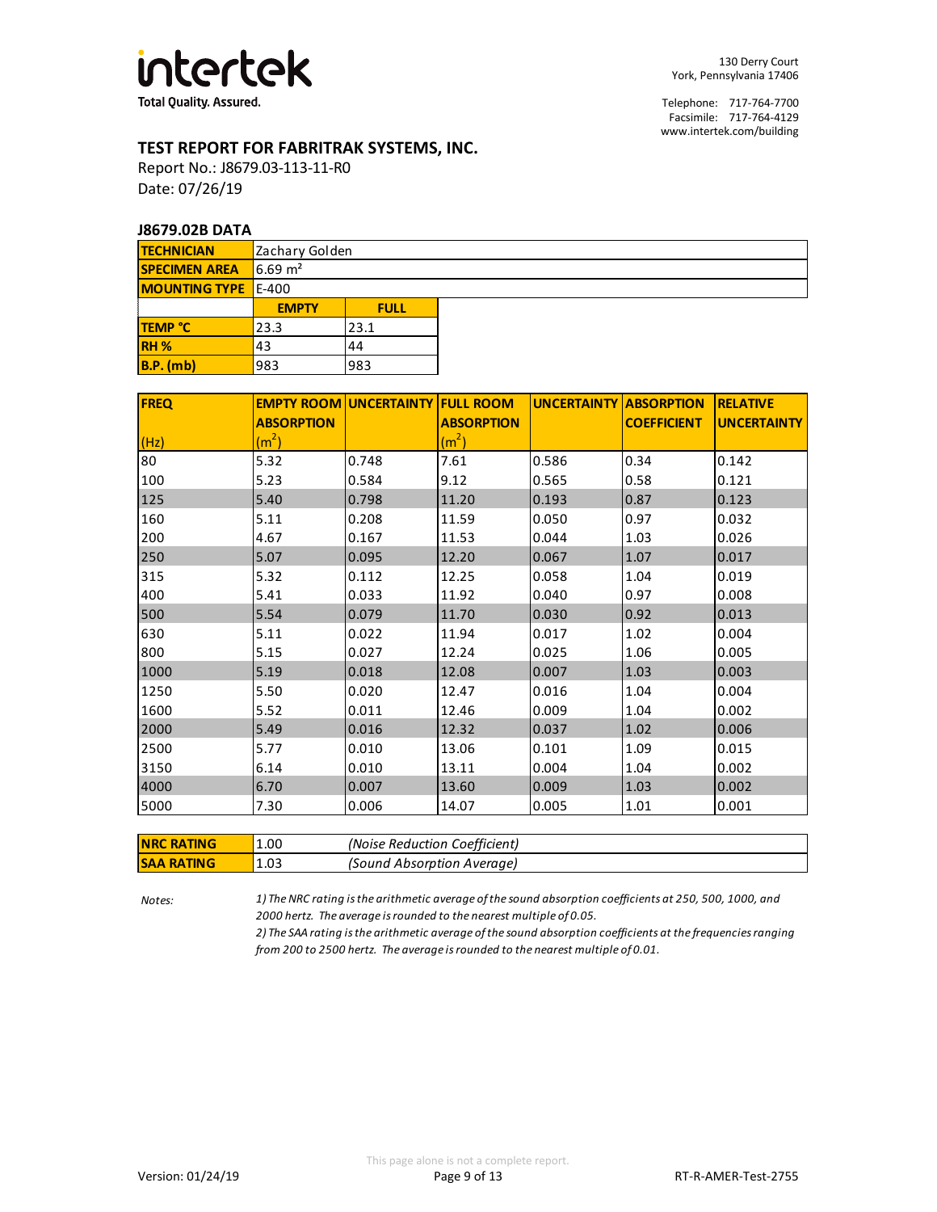intertek
Total Quality. Assured.

130 Derry Court
York, Pennsylvania 17406

Telephone: 717-764-7700
Facsimile: 717-764-4129
www.intertek.com/building

## TEST REPORT FOR FABRITRAK SYSTEMS, INC.

Report No.: J8679.03-113-11-R0
Date: 07/26/19

### J8679.02B DATA

| TECHNICIAN | Zachary Golden | |
|---|---|---|
| SPECIMEN AREA | 6.69 m² | |
| MOUNTING TYPE | E-400 | |
| | **EMPTY** | **FULL** |
| TEMP °C | 23.3 | 23.1 |
| RH % | 43 | 44 |
| B.P. (mb) | 983 | 983 |

| FREQ (Hz) | EMPTY ROOM ABSORPTION (m²) | UNCERTAINTY | FULL ROOM ABSORPTION (m²) | UNCERTAINTY | ABSORPTION COEFFICIENT | RELATIVE UNCERTAINTY |
|---|---|---|---|---|---|---|
| 80 | 5.32 | 0.748 | 7.61 | 0.586 | 0.34 | 0.142 |
| 100 | 5.23 | 0.584 | 9.12 | 0.565 | 0.58 | 0.121 |
| 125 | 5.40 | 0.798 | 11.20 | 0.193 | 0.87 | 0.123 |
| 160 | 5.11 | 0.208 | 11.59 | 0.050 | 0.97 | 0.032 |
| 200 | 4.67 | 0.167 | 11.53 | 0.044 | 1.03 | 0.026 |
| 250 | 5.07 | 0.095 | 12.20 | 0.067 | 1.07 | 0.017 |
| 315 | 5.32 | 0.112 | 12.25 | 0.058 | 1.04 | 0.019 |
| 400 | 5.41 | 0.033 | 11.92 | 0.040 | 0.97 | 0.008 |
| 500 | 5.54 | 0.079 | 11.70 | 0.030 | 0.92 | 0.013 |
| 630 | 5.11 | 0.022 | 11.94 | 0.017 | 1.02 | 0.004 |
| 800 | 5.15 | 0.027 | 12.24 | 0.025 | 1.06 | 0.005 |
| 1000 | 5.19 | 0.018 | 12.08 | 0.007 | 1.03 | 0.003 |
| 1250 | 5.50 | 0.020 | 12.47 | 0.016 | 1.04 | 0.004 |
| 1600 | 5.52 | 0.011 | 12.46 | 0.009 | 1.04 | 0.002 |
| 2000 | 5.49 | 0.016 | 12.32 | 0.037 | 1.02 | 0.006 |
| 2500 | 5.77 | 0.010 | 13.06 | 0.101 | 1.09 | 0.015 |
| 3150 | 6.14 | 0.010 | 13.11 | 0.004 | 1.04 | 0.002 |
| 4000 | 6.70 | 0.007 | 13.60 | 0.009 | 1.03 | 0.002 |
| 5000 | 7.30 | 0.006 | 14.07 | 0.005 | 1.01 | 0.001 |

| NRC RATING | 1.00 | *(Noise Reduction Coefficient)* |
|---|---|---|
| SAA RATING | 1.03 | *(Sound Absorption Average)* |

*Notes:*

*1) The NRC rating is the arithmetic average of the sound absorption coefficients at 250, 500, 1000, and 2000 hertz. The average is rounded to the nearest multiple of 0.05.*

*2) The SAA rating is the arithmetic average of the sound absorption coefficients at the frequencies ranging from 200 to 2500 hertz. The average is rounded to the nearest multiple of 0.01.*

This page alone is not a complete report.

Version: 01/24/19 RT-R-AMER-Test-2755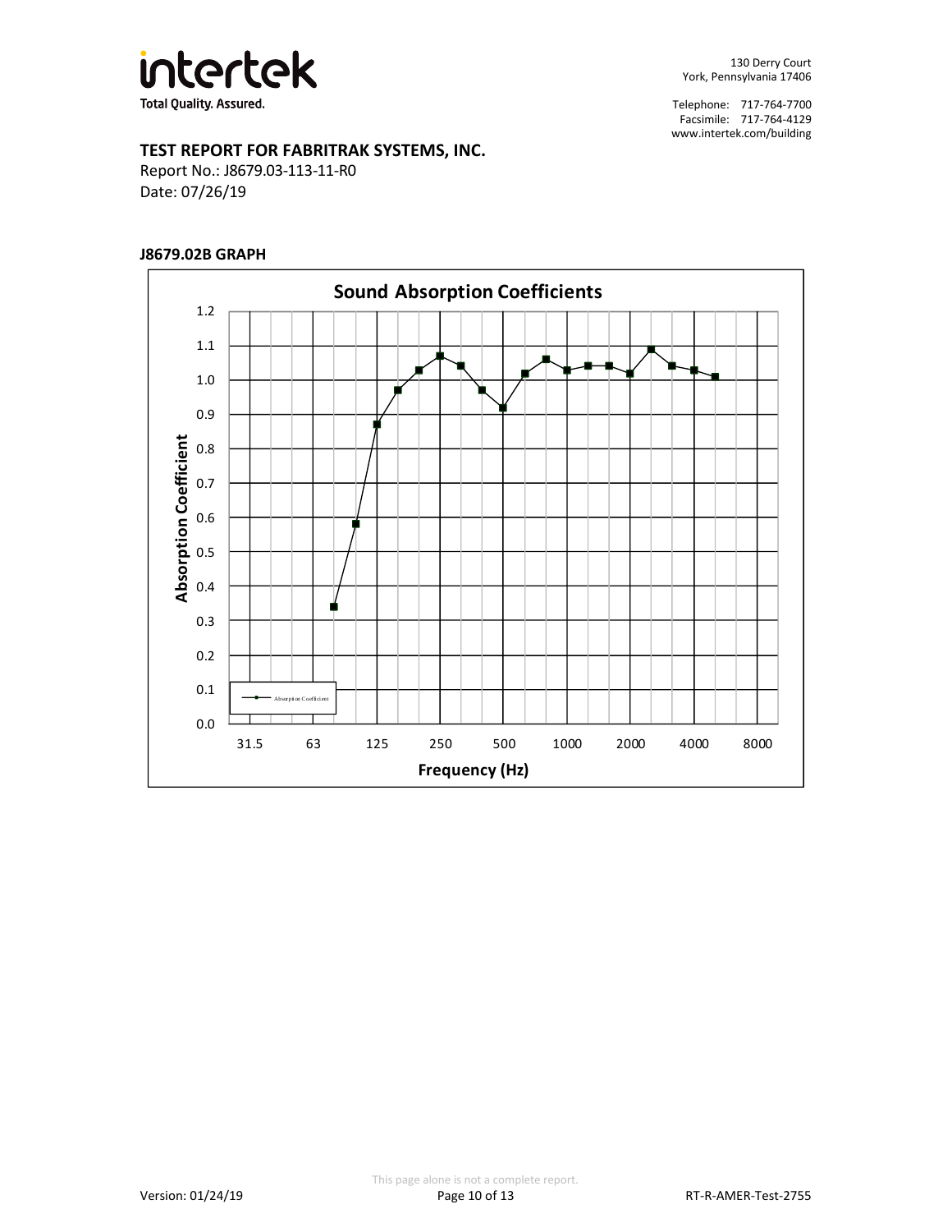**TEST REPORT FOR FABRITRAK SYSTEMS, INC.**
Report No.: J8679.03-113-11-R0
Date: 07/26/19

**J8679.02B GRAPH**

**Sound Absorption Coefficients**

Absorption Coefficient (y-axis, 0.0–1.2) vs. Frequency (Hz) (x-axis: 31.5, 63, 125, 250, 500, 1000, 2000, 4000, 8000)

Legend: Absorption Coefficient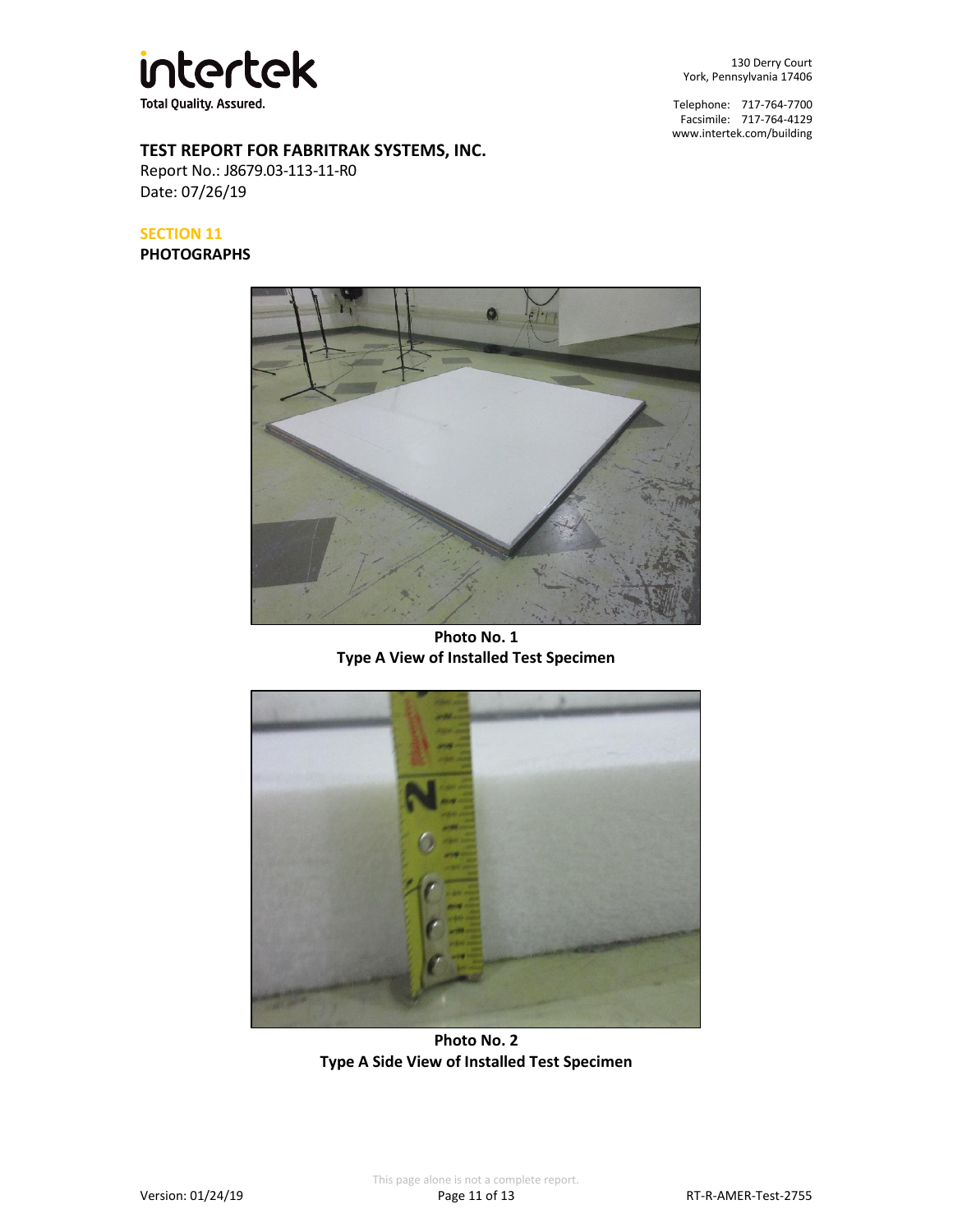**TEST REPORT FOR FABRITRAK SYSTEMS, INC.**
Report No.: J8679.03-113-11-R0
Date: 07/26/19

## SECTION 11

## PHOTOGRAPHS

**Photo No. 1**
**Type A View of Installed Test Specimen**

**Photo No. 2**
**Type A Side View of Installed Test Specimen**

This page alone is not a complete report.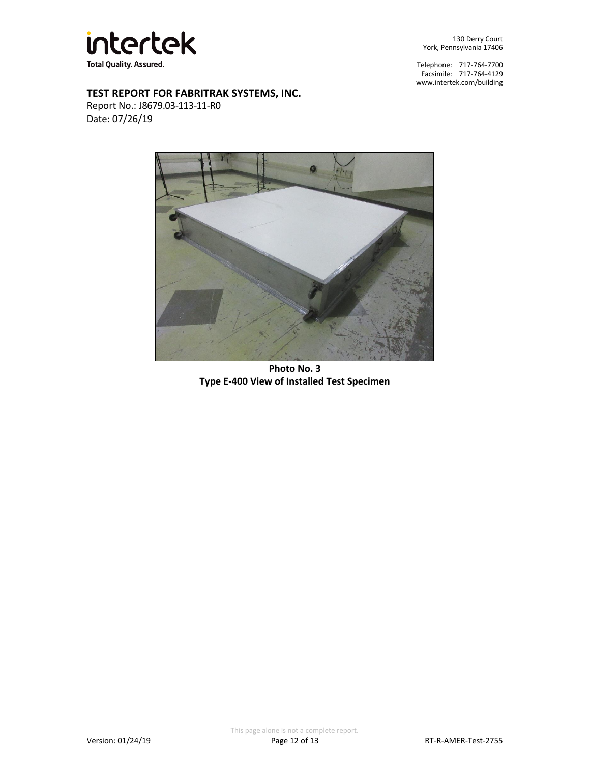**Photo No. 3**
**Type E-400 View of Installed Test Specimen**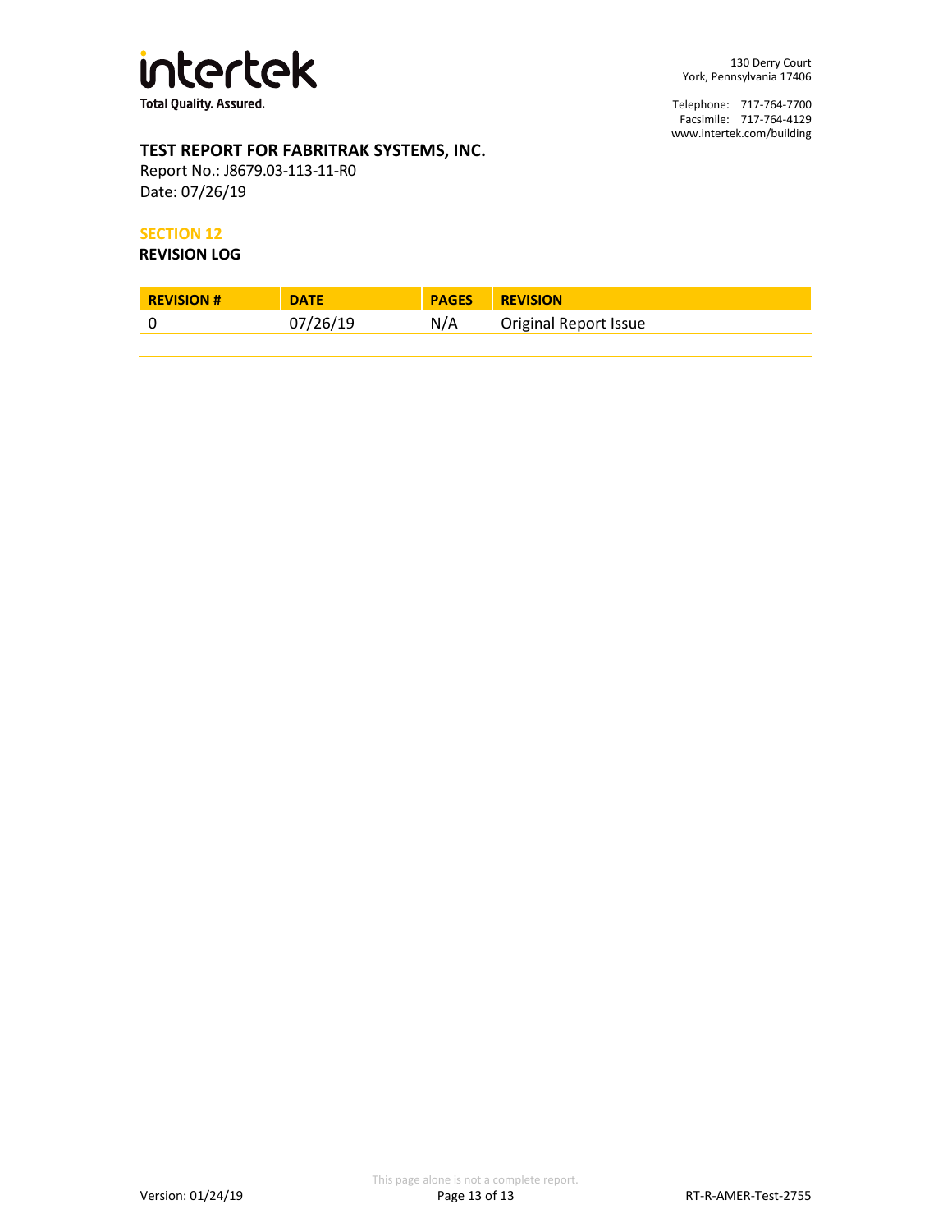**TEST REPORT FOR FABRITRAK SYSTEMS, INC.**
Report No.: J8679.03-113-11-R0
Date: 07/26/19

## SECTION 12
## REVISION LOG

| REVISION # | DATE | PAGES | REVISION |
|---|---|---|---|
| 0 | 07/26/19 | N/A | Original Report Issue |